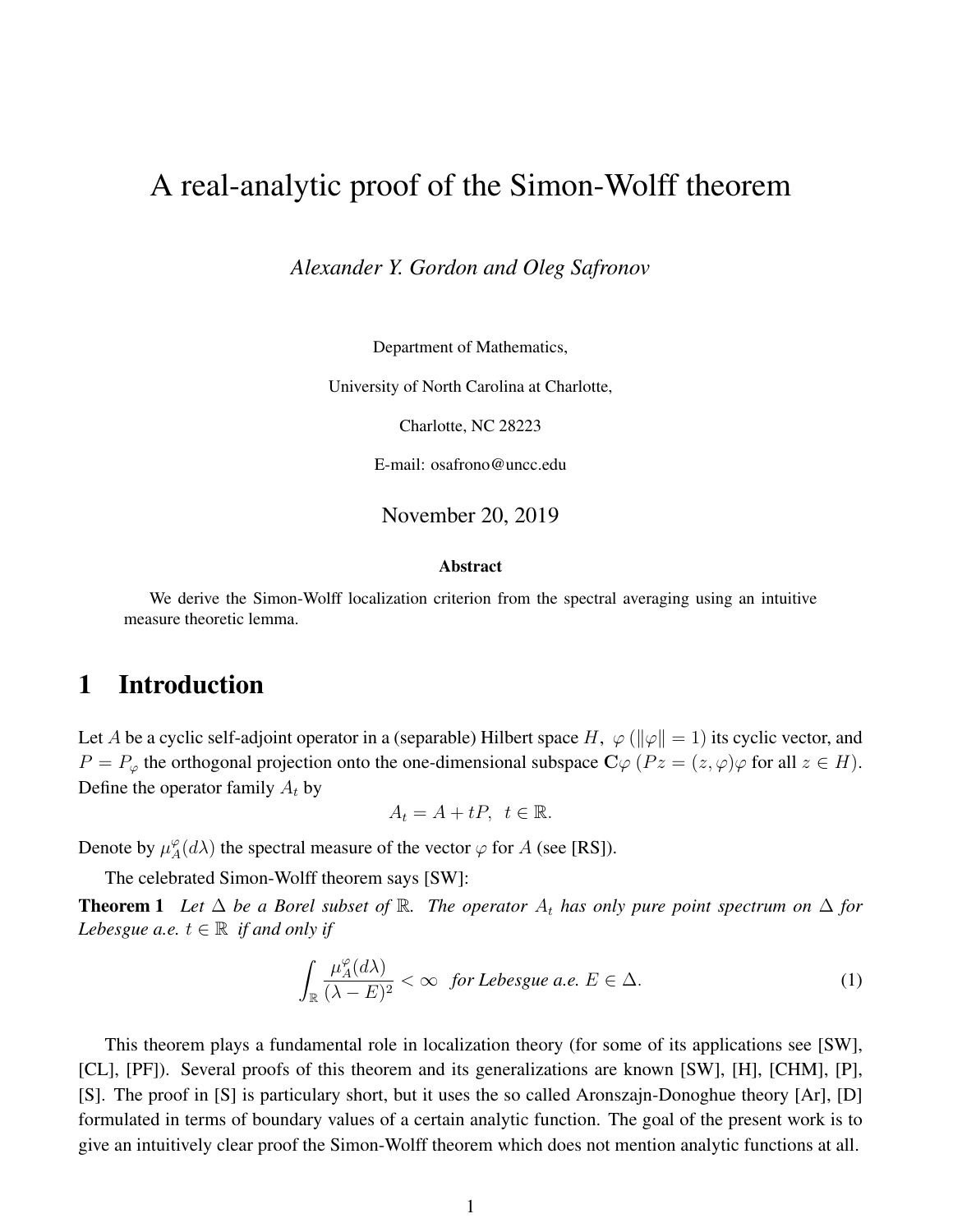# A real-analytic proof of the Simon-Wolff theorem

*Alexander Y. Gordon and Oleg Safronov*

Department of Mathematics,

University of North Carolina at Charlotte,

Charlotte, NC 28223

E-mail: osafrono@uncc.edu

November 20, 2019

**Abstract**

We derive the Simon-Wolff localization criterion from the spectral averaging using an intuitive measure theoretic lemma.

## 1 Introduction

Let $A$ be a cyclic self-adjoint operator in a (separable) Hilbert space $H$, $\varphi$ ($\|\varphi\| = 1$) its cyclic vector, and $P = P_\varphi$ the orthogonal projection onto the one-dimensional subspace $\mathbf{C}\varphi$ ($Pz = (z, \varphi)\varphi$ for all $z \in H$). Define the operator family $A_t$ by

$$A_t = A + tP, \quad t \in \mathbb{R}.$$

Denote by $\mu_A^\varphi(d\lambda)$ the spectral measure of the vector $\varphi$ for $A$ (see [RS]).

The celebrated Simon-Wolff theorem says [SW]:

**Theorem 1** *Let $\Delta$ be a Borel subset of $\mathbb{R}$. The operator $A_t$ has only pure point spectrum on $\Delta$ for Lebesgue a.e. $t \in \mathbb{R}$ if and only if*

$$\int_{\mathbb{R}} \frac{\mu_A^\varphi(d\lambda)}{(\lambda - E)^2} < \infty \quad \textit{for Lebesgue a.e. } E \in \Delta. \tag{1}$$

This theorem plays a fundamental role in localization theory (for some of its applications see [SW], [CL], [PF]). Several proofs of this theorem and its generalizations are known [SW], [H], [CHM], [P], [S]. The proof in [S] is particulary short, but it uses the so called Aronszajn-Donoghue theory [Ar], [D] formulated in terms of boundary values of a certain analytic function. The goal of the present work is to give an intuitively clear proof the Simon-Wolff theorem which does not mention analytic functions at all.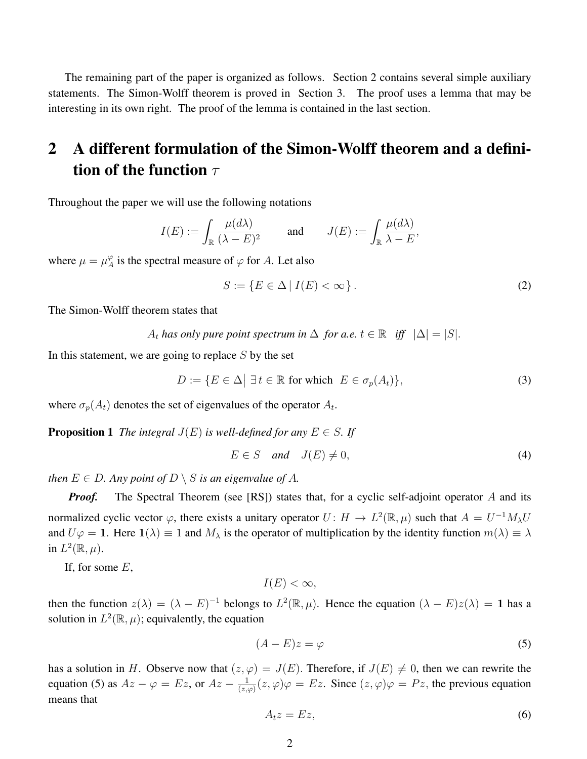The remaining part of the paper is organized as follows. Section 2 contains several simple auxiliary statements. The Simon-Wolff theorem is proved in Section 3. The proof uses a lemma that may be interesting in its own right. The proof of the lemma is contained in the last section.

## 2 A different formulation of the Simon-Wolff theorem and a definition of the function $\tau$

Throughout the paper we will use the following notations

$$I(E) := \int_{\mathbb{R}} \frac{\mu(d\lambda)}{(\lambda - E)^2} \qquad \text{and} \qquad J(E) := \int_{\mathbb{R}} \frac{\mu(d\lambda)}{\lambda - E},$$

where $\mu = \mu_A^\varphi$ is the spectral measure of $\varphi$ for $A$. Let also

$$S := \{ E \in \Delta \,|\, I(E) < \infty \}. \tag{2}$$

The Simon-Wolff theorem states that

*$A_t$ has only pure point spectrum in $\Delta$ for a.e. $t \in \mathbb{R}$ iff $|\Delta| = |S|$.*

In this statement, we are going to replace $S$ by the set

$$D := \{E \in \Delta \big| \; \exists t \in \mathbb{R} \text{ for which } \; E \in \sigma_p(A_t)\}, \tag{3}$$

where $\sigma_p(A_t)$ denotes the set of eigenvalues of the operator $A_t$.

**Proposition 1** *The integral $J(E)$ is well-defined for any $E \in S$. If*

$$E \in S \quad \text{and} \quad J(E) \neq 0, \tag{4}$$

*then $E \in D$. Any point of $D \setminus S$ is an eigenvalue of $A$.*

***Proof.*** The Spectral Theorem (see [RS]) states that, for a cyclic self-adjoint operator $A$ and its normalized cyclic vector $\varphi$, there exists a unitary operator $U \colon H \to L^2(\mathbb{R}, \mu)$ such that $A = U^{-1} M_\lambda U$ and $U\varphi = \mathbf{1}$. Here $\mathbf{1}(\lambda) \equiv 1$ and $M_\lambda$ is the operator of multiplication by the identity function $m(\lambda) \equiv \lambda$ in $L^2(\mathbb{R}, \mu)$.

If, for some $E$,

$$I(E) < \infty,$$

then the function $z(\lambda) = (\lambda - E)^{-1}$ belongs to $L^2(\mathbb{R}, \mu)$. Hence the equation $(\lambda - E)z(\lambda) = \mathbf{1}$ has a solution in $L^2(\mathbb{R}, \mu)$; equivalently, the equation

$$(A - E)z = \varphi \tag{5}$$

has a solution in $H$. Observe now that $(z, \varphi) = J(E)$. Therefore, if $J(E) \neq 0$, then we can rewrite the equation (5) as $Az - \varphi = Ez$, or $Az - \frac{1}{(z,\varphi)}(z, \varphi)\varphi = Ez$. Since $(z, \varphi)\varphi = Pz$, the previous equation means that

$$A_t z = Ez, \tag{6}$$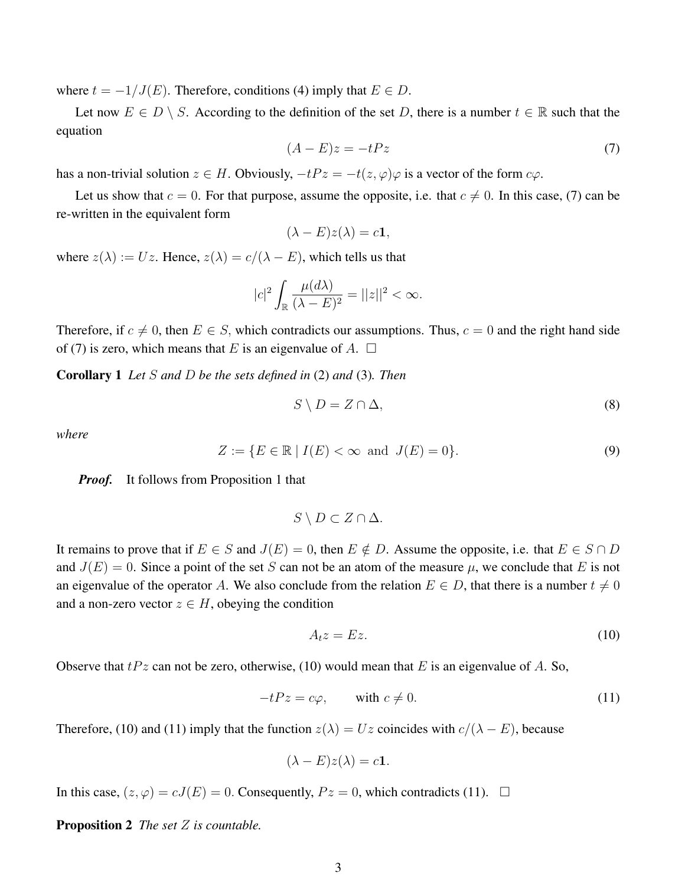where $t = -1/J(E)$. Therefore, conditions (4) imply that $E \in D$.

Let now $E \in D \setminus S$. According to the definition of the set $D$, there is a number $t \in \mathbb{R}$ such that the equation

$$(A - E)z = -tPz \tag{7}$$

has a non-trivial solution $z \in H$. Obviously, $-tPz = -t(z, \varphi)\varphi$ is a vector of the form $c\varphi$.

Let us show that $c = 0$. For that purpose, assume the opposite, i.e. that $c \neq 0$. In this case, (7) can be re-written in the equivalent form

$$(\lambda - E)z(\lambda) = c\mathbf{1},$$

where $z(\lambda) := Uz$. Hence, $z(\lambda) = c/(\lambda - E)$, which tells us that

$$|c|^2 \int_{\mathbb{R}} \frac{\mu(d\lambda)}{(\lambda - E)^2} = ||z||^2 < \infty.$$

Therefore, if $c \neq 0$, then $E \in S$, which contradicts our assumptions. Thus, $c = 0$ and the right hand side of (7) is zero, which means that $E$ is an eigenvalue of $A$. $\square$

**Corollary 1** *Let $S$ and $D$ be the sets defined in* (2) *and* (3)*. Then*

$$S \setminus D = Z \cap \Delta, \tag{8}$$

*where*

$$Z := \{E \in \mathbb{R} \mid I(E) < \infty \ \text{ and } \ J(E) = 0\}. \tag{9}$$

***Proof.*** It follows from Proposition 1 that

$$S \setminus D \subset Z \cap \Delta.$$

It remains to prove that if $E \in S$ and $J(E) = 0$, then $E \notin D$. Assume the opposite, i.e. that $E \in S \cap D$ and $J(E) = 0$. Since a point of the set $S$ can not be an atom of the measure $\mu$, we conclude that $E$ is not an eigenvalue of the operator $A$. We also conclude from the relation $E \in D$, that there is a number $t \neq 0$ and a non-zero vector $z \in H$, obeying the condition

$$A_t z = Ez. \tag{10}$$

Observe that $tPz$ can not be zero, otherwise, (10) would mean that $E$ is an eigenvalue of $A$. So,

$$-tPz = c\varphi, \qquad \text{with } c \neq 0. \tag{11}$$

Therefore, (10) and (11) imply that the function $z(\lambda) = Uz$ coincides with $c/(\lambda - E)$, because

$$(\lambda - E)z(\lambda) = c\mathbf{1}.$$

In this case, $(z, \varphi) = cJ(E) = 0$. Consequently, $Pz = 0$, which contradicts (11). $\square$

**Proposition 2** *The set $Z$ is countable.*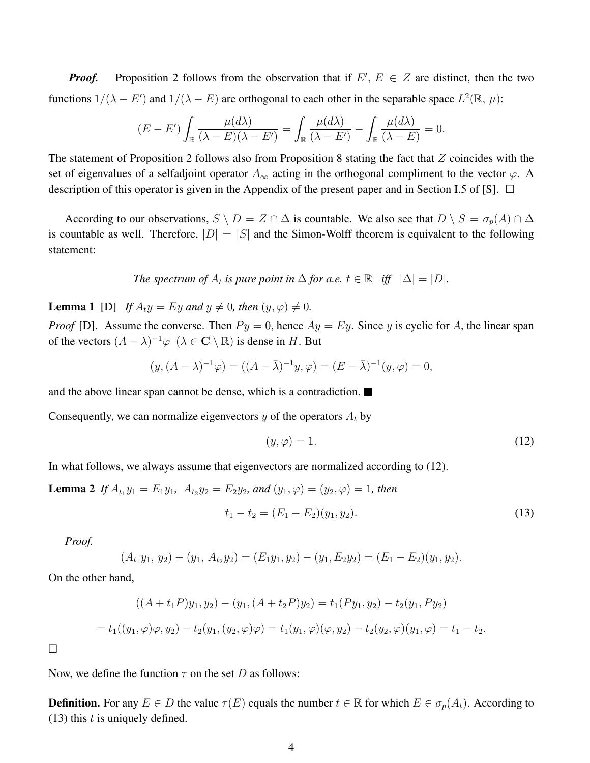***Proof.*** Proposition 2 follows from the observation that if $E',\, E \in Z$ are distinct, then the two functions $1/(\lambda - E')$ and $1/(\lambda - E)$ are orthogonal to each other in the separable space $L^2(\mathbb{R},\, \mu)$:

$$(E - E')\int_{\mathbb{R}} \frac{\mu(d\lambda)}{(\lambda - E)(\lambda - E')} = \int_{\mathbb{R}} \frac{\mu(d\lambda)}{(\lambda - E')} - \int_{\mathbb{R}} \frac{\mu(d\lambda)}{(\lambda - E)} = 0.$$

The statement of Proposition 2 follows also from Proposition 8 stating the fact that $Z$ coincides with the set of eigenvalues of a selfadjoint operator $A_\infty$ acting in the orthogonal compliment to the vector $\varphi$. A description of this operator is given in the Appendix of the present paper and in Section I.5 of [S]. $\square$

According to our observations, $S \setminus D = Z \cap \Delta$ is countable. We also see that $D \setminus S = \sigma_p(A) \cap \Delta$ is countable as well. Therefore, $|D| = |S|$ and the Simon-Wolff theorem is equivalent to the following statement:

*The spectrum of $A_t$ is pure point in $\Delta$ for a.e. $t \in \mathbb{R}$ iff $|\Delta| = |D|$.*

**Lemma 1** [D] *If $A_t y = Ey$ and $y \neq 0$, then $(y, \varphi) \neq 0$.*

*Proof* [D]. Assume the converse. Then $Py = 0$, hence $Ay = Ey$. Since $y$ is cyclic for $A$, the linear span of the vectors $(A - \lambda)^{-1}\varphi$ $(\lambda \in \mathbf{C} \setminus \mathbb{R})$ is dense in $H$. But

$$(y, (A - \lambda)^{-1}\varphi) = ((A - \bar{\lambda})^{-1}y, \varphi) = (E - \bar{\lambda})^{-1}(y, \varphi) = 0,$$

and the above linear span cannot be dense, which is a contradiction. ■

Consequently, we can normalize eigenvectors $y$ of the operators $A_t$ by

$$(y, \varphi) = 1. \tag{12}$$

In what follows, we always assume that eigenvectors are normalized according to (12).

**Lemma 2** *If $A_{t_1} y_1 = E_1 y_1,\ A_{t_2} y_2 = E_2 y_2$, and $(y_1, \varphi) = (y_2, \varphi) = 1$, then*

$$t_1 - t_2 = (E_1 - E_2)(y_1, y_2). \tag{13}$$

*Proof.*

$$(A_{t_1} y_1,\, y_2) - (y_1,\, A_{t_2} y_2) = (E_1 y_1, y_2) - (y_1, E_2 y_2) = (E_1 - E_2)(y_1, y_2).$$

On the other hand,

$$((A + t_1 P)y_1, y_2) - (y_1, (A + t_2 P)y_2) = t_1 (P y_1, y_2) - t_2 (y_1, P y_2)$$

$$= t_1((y_1, \varphi)\varphi, y_2) - t_2(y_1, (y_2, \varphi)\varphi) = t_1 (y_1, \varphi)(\varphi, y_2) - t_2 \overline{(y_2, \varphi)}(y_1, \varphi) = t_1 - t_2.$$

$\square$

Now, we define the function $\tau$ on the set $D$ as follows:

**Definition.** For any $E \in D$ the value $\tau(E)$ equals the number $t \in \mathbb{R}$ for which $E \in \sigma_p(A_t)$. According to (13) this $t$ is uniquely defined.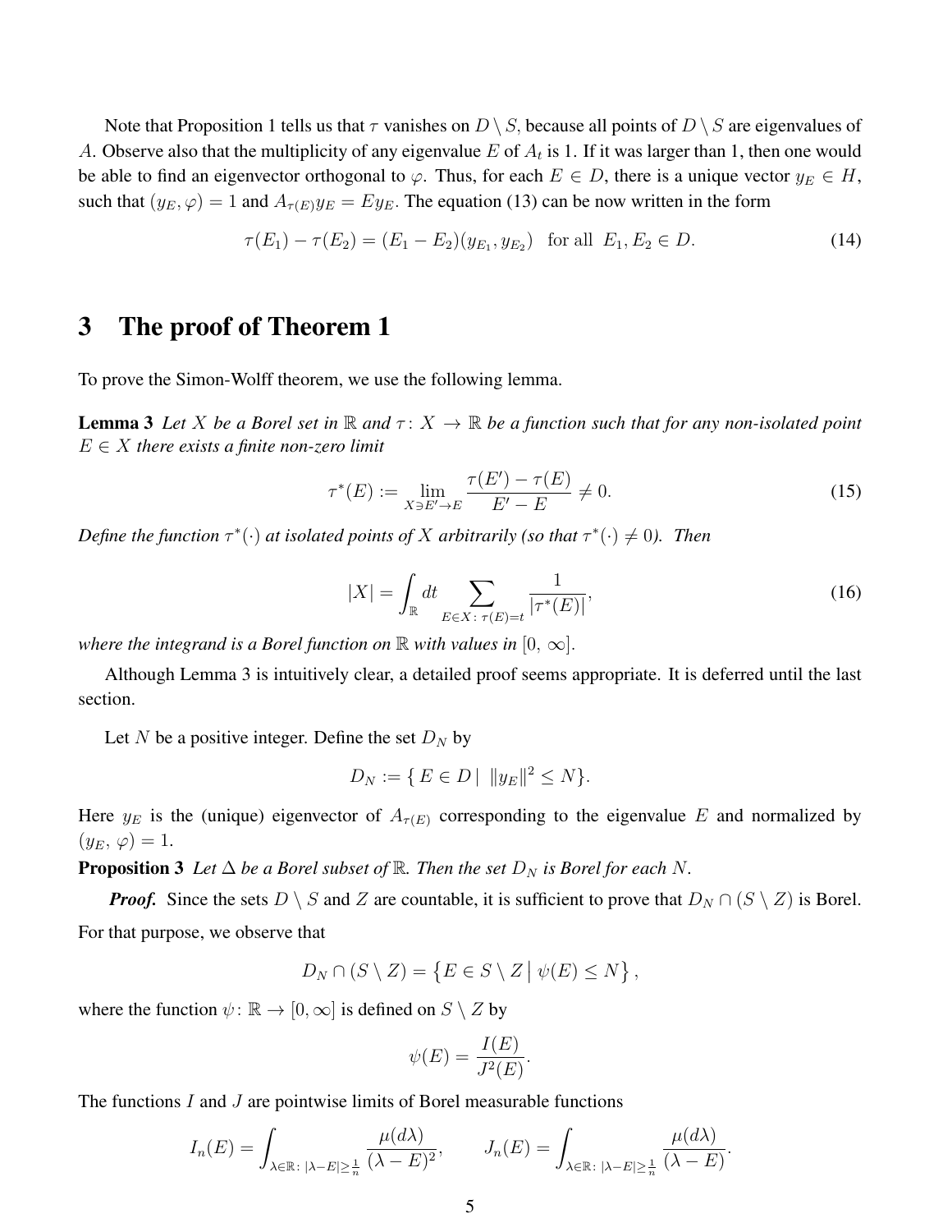Note that Proposition 1 tells us that $\tau$ vanishes on $D \setminus S$, because all points of $D \setminus S$ are eigenvalues of $A$. Observe also that the multiplicity of any eigenvalue $E$ of $A_t$ is 1. If it was larger than 1, then one would be able to find an eigenvector orthogonal to $\varphi$. Thus, for each $E \in D$, there is a unique vector $y_E \in H$, such that $(y_E, \varphi) = 1$ and $A_{\tau(E)} y_E = E y_E$. The equation (13) can be now written in the form

$$\tau(E_1) - \tau(E_2) = (E_1 - E_2)(y_{E_1}, y_{E_2}) \quad \text{for all } E_1, E_2 \in D. \tag{14}$$

## 3 The proof of Theorem 1

To prove the Simon-Wolff theorem, we use the following lemma.

**Lemma 3** *Let $X$ be a Borel set in $\mathbb{R}$ and $\tau \colon X \to \mathbb{R}$ be a function such that for any non-isolated point $E \in X$ there exists a finite non-zero limit*

$$\tau^*(E) := \lim_{X \ni E' \to E} \frac{\tau(E') - \tau(E)}{E' - E} \neq 0. \tag{15}$$

*Define the function $\tau^*(\cdot)$ at isolated points of $X$ arbitrarily (so that $\tau^*(\cdot) \neq 0$). Then*

$$|X| = \int_{\mathbb{R}} dt \sum_{E \in X \colon \tau(E) = t} \frac{1}{|\tau^*(E)|}, \tag{16}$$

*where the integrand is a Borel function on $\mathbb{R}$ with values in $[0, \infty]$.*

Although Lemma 3 is intuitively clear, a detailed proof seems appropriate. It is deferred until the last section.

Let $N$ be a positive integer. Define the set $D_N$ by

$$D_N := \{\, E \in D \mid \; \|y_E\|^2 \leq N \}.$$

Here $y_E$ is the (unique) eigenvector of $A_{\tau(E)}$ corresponding to the eigenvalue $E$ and normalized by $(y_E, \varphi) = 1$.

**Proposition 3** *Let $\Delta$ be a Borel subset of $\mathbb{R}$. Then the set $D_N$ is Borel for each $N$.*

***Proof.*** Since the sets $D \setminus S$ and $Z$ are countable, it is sufficient to prove that $D_N \cap (S \setminus Z)$ is Borel. For that purpose, we observe that

$$D_N \cap (S \setminus Z) = \left\{ E \in S \setminus Z \,\middle|\, \psi(E) \leq N \right\},$$

where the function $\psi \colon \mathbb{R} \to [0, \infty]$ is defined on $S \setminus Z$ by

$$\psi(E) = \frac{I(E)}{J^2(E)}.$$

The functions $I$ and $J$ are pointwise limits of Borel measurable functions

$$I_n(E) = \int_{\lambda \in \mathbb{R} \colon |\lambda - E| \geq \frac{1}{n}} \frac{\mu(d\lambda)}{(\lambda - E)^2}, \qquad J_n(E) = \int_{\lambda \in \mathbb{R} \colon |\lambda - E| \geq \frac{1}{n}} \frac{\mu(d\lambda)}{(\lambda - E)}.$$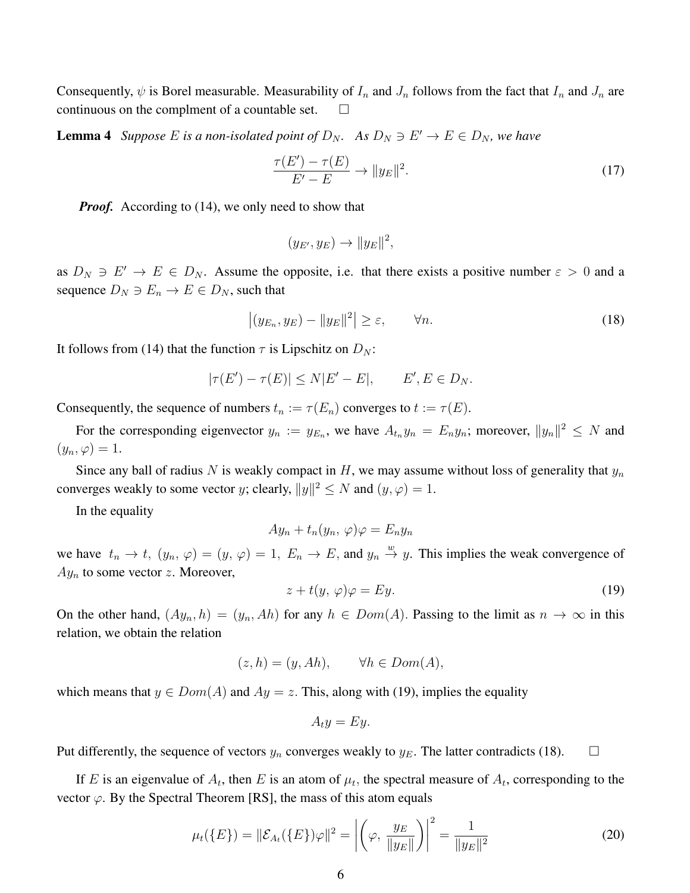Consequently, $\psi$ is Borel measurable. Measurability of $I_n$ and $J_n$ follows from the fact that $I_n$ and $J_n$ are continuous on the complment of a countable set. $\square$

**Lemma 4** *Suppose $E$ is a non-isolated point of $D_N$. As $D_N \ni E' \to E \in D_N$, we have*

$$\frac{\tau(E') - \tau(E)}{E' - E} \to \|y_E\|^2. \tag{17}$$

***Proof.*** According to (14), we only need to show that

$$(y_{E'}, y_E) \to \|y_E\|^2,$$

as $D_N \ni E' \to E \in D_N$. Assume the opposite, i.e. that there exists a positive number $\varepsilon > 0$ and a sequence $D_N \ni E_n \to E \in D_N$, such that

$$\left|(y_{E_n}, y_E) - \|y_E\|^2\right| \geq \varepsilon, \qquad \forall n. \tag{18}$$

It follows from (14) that the function $\tau$ is Lipschitz on $D_N$:

$$|\tau(E') - \tau(E)| \leq N|E' - E|, \qquad E', E \in D_N.$$

Consequently, the sequence of numbers $t_n := \tau(E_n)$ converges to $t := \tau(E)$.

For the corresponding eigenvector $y_n := y_{E_n}$, we have $A_{t_n} y_n = E_n y_n$; moreover, $\|y_n\|^2 \leq N$ and $(y_n, \varphi) = 1$.

Since any ball of radius $N$ is weakly compact in $H$, we may assume without loss of generality that $y_n$ converges weakly to some vector $y$; clearly, $\|y\|^2 \leq N$ and $(y, \varphi) = 1$.

In the equality

$$Ay_n + t_n(y_n, \varphi)\varphi = E_n y_n$$

we have $t_n \to t$, $(y_n, \varphi) = (y, \varphi) = 1$, $E_n \to E$, and $y_n \overset{w}{\to} y$. This implies the weak convergence of $Ay_n$ to some vector $z$. Moreover,

$$z + t(y, \varphi)\varphi = Ey. \tag{19}$$

On the other hand, $(Ay_n, h) = (y_n, Ah)$ for any $h \in Dom(A)$. Passing to the limit as $n \to \infty$ in this relation, we obtain the relation

$$(z, h) = (y, Ah), \qquad \forall h \in Dom(A),$$

which means that $y \in Dom(A)$ and $Ay = z$. This, along with (19), implies the equality

$$A_t y = Ey.$$

Put differently, the sequence of vectors $y_n$ converges weakly to $y_E$. The latter contradicts (18). $\square$

If $E$ is an eigenvalue of $A_t$, then $E$ is an atom of $\mu_t$, the spectral measure of $A_t$, corresponding to the vector $\varphi$. By the Spectral Theorem [RS], the mass of this atom equals

$$\mu_t(\{E\}) = \|\mathcal{E}_{A_t}(\{E\})\varphi\|^2 = \left|\left(\varphi, \frac{y_E}{\|y_E\|}\right)\right|^2 = \frac{1}{\|y_E\|^2} \tag{20}$$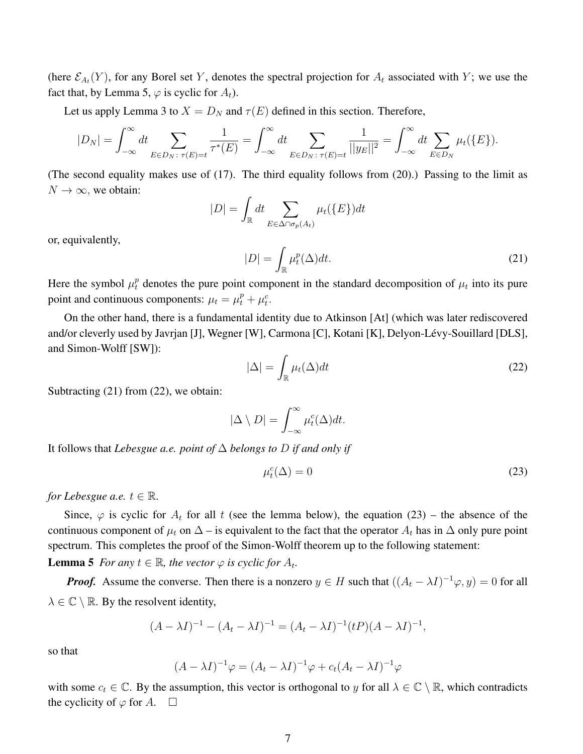(here $\mathcal{E}_{A_t}(Y)$, for any Borel set $Y$, denotes the spectral projection for $A_t$ associated with $Y$; we use the fact that, by Lemma 5, $\varphi$ is cyclic for $A_t$).

Let us apply Lemma 3 to $X = D_N$ and $\tau(E)$ defined in this section. Therefore,

$$|D_N| = \int_{-\infty}^{\infty} dt \sum_{E \in D_N:\, \tau(E)=t} \frac{1}{\tau^*(E)} = \int_{-\infty}^{\infty} dt \sum_{E \in D_N:\, \tau(E)=t} \frac{1}{||y_E||^2} = \int_{-\infty}^{\infty} dt \sum_{E \in D_N} \mu_t(\{E\}).$$

(The second equality makes use of (17). The third equality follows from (20).) Passing to the limit as $N \to \infty$, we obtain:

$$|D| = \int_{\mathbb{R}} dt \sum_{E \in \Delta \cap \sigma_p(A_t)} \mu_t(\{E\}) dt$$

or, equivalently,

$$|D| = \int_{\mathbb{R}} \mu_t^p(\Delta) dt. \tag{21}$$

Here the symbol $\mu_t^p$ denotes the pure point component in the standard decomposition of $\mu_t$ into its pure point and continuous components: $\mu_t = \mu_t^p + \mu_t^c$.

On the other hand, there is a fundamental identity due to Atkinson [At] (which was later rediscovered and/or cleverly used by Javrjan [J], Wegner [W], Carmona [C], Kotani [K], Delyon-Lévy-Souillard [DLS], and Simon-Wolff [SW]):

$$|\Delta| = \int_{\mathbb{R}} \mu_t(\Delta) dt \tag{22}$$

Subtracting (21) from (22), we obtain:

$$|\Delta \setminus D| = \int_{-\infty}^{\infty} \mu_t^c(\Delta) dt.$$

It follows that *Lebesgue a.e. point of $\Delta$ belongs to $D$ if and only if*

$$\mu_t^c(\Delta) = 0 \tag{23}$$

*for Lebesgue a.e. $t \in \mathbb{R}$.*

Since, $\varphi$ is cyclic for $A_t$ for all $t$ (see the lemma below), the equation (23) – the absence of the continuous component of $\mu_t$ on $\Delta$ – is equivalent to the fact that the operator $A_t$ has in $\Delta$ only pure point spectrum. This completes the proof of the Simon-Wolff theorem up to the following statement:

**Lemma 5** *For any $t \in \mathbb{R}$, the vector $\varphi$ is cyclic for $A_t$.*

***Proof.*** Assume the converse. Then there is a nonzero $y \in H$ such that $((A_t - \lambda I)^{-1}\varphi, y) = 0$ for all $\lambda \in \mathbb{C} \setminus \mathbb{R}$. By the resolvent identity,

$$(A - \lambda I)^{-1} - (A_t - \lambda I)^{-1} = (A_t - \lambda I)^{-1}(tP)(A - \lambda I)^{-1},$$

so that

$$(A - \lambda I)^{-1}\varphi = (A_t - \lambda I)^{-1}\varphi + c_t (A_t - \lambda I)^{-1}\varphi$$

with some $c_t \in \mathbb{C}$. By the assumption, this vector is orthogonal to $y$ for all $\lambda \in \mathbb{C} \setminus \mathbb{R}$, which contradicts the cyclicity of $\varphi$ for $A$. $\square$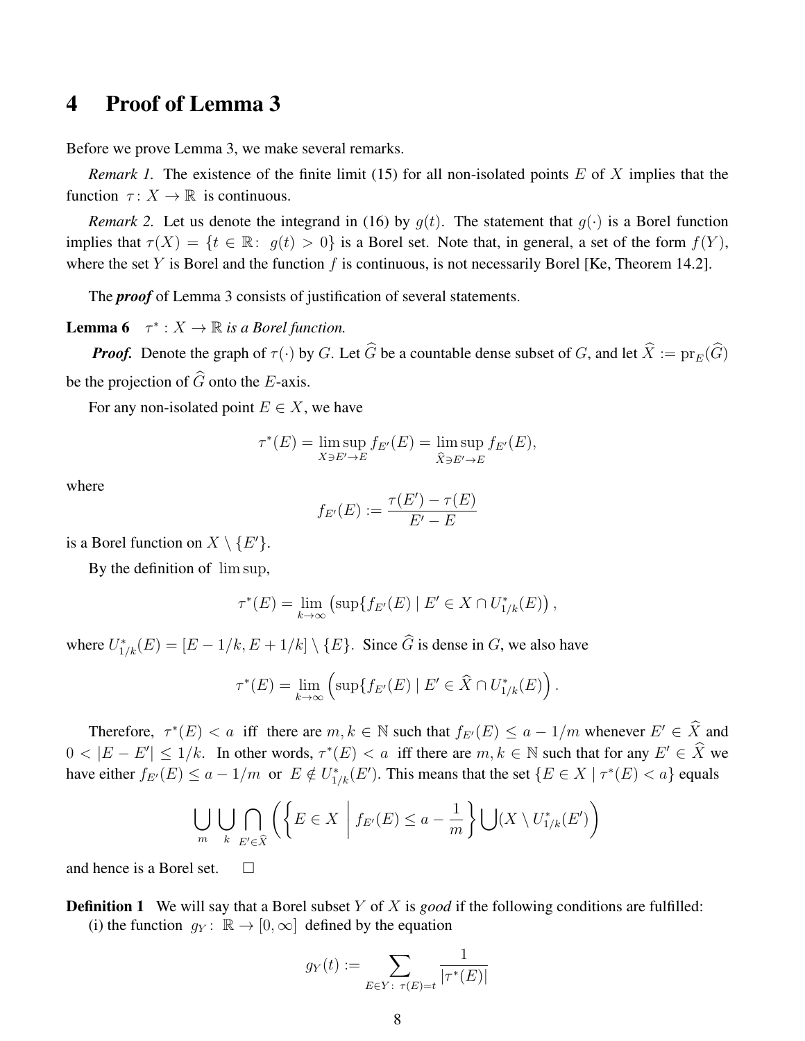# 4 Proof of Lemma 3

Before we prove Lemma 3, we make several remarks.

*Remark 1.* The existence of the finite limit (15) for all non-isolated points $E$ of $X$ implies that the function $\tau\colon X \to \mathbb{R}$ is continuous.

*Remark 2.* Let us denote the integrand in (16) by $g(t)$. The statement that $g(\cdot)$ is a Borel function implies that $\tau(X) = \{t \in \mathbb{R}\colon\ g(t) > 0\}$ is a Borel set. Note that, in general, a set of the form $f(Y)$, where the set $Y$ is Borel and the function $f$ is continuous, is not necessarily Borel [Ke, Theorem 14.2].

The ***proof*** of Lemma 3 consists of justification of several statements.

**Lemma 6** *$\tau^* : X \to \mathbb{R}$ is a Borel function.*

***Proof.*** Denote the graph of $\tau(\cdot)$ by $G$. Let $\widehat{G}$ be a countable dense subset of $G$, and let $\widehat{X} := \mathrm{pr}_E(\widehat{G})$ be the projection of $\widehat{G}$ onto the $E$-axis.

For any non-isolated point $E \in X$, we have

$$\tau^*(E) = \limsup_{X \ni E' \to E} f_{E'}(E) = \limsup_{\widehat{X} \ni E' \to E} f_{E'}(E),$$

where

$$f_{E'}(E) := \frac{\tau(E') - \tau(E)}{E' - E}$$

is a Borel function on $X \setminus \{E'\}$.

By the definition of $\limsup$,

$$\tau^*(E) = \lim_{k\to\infty} \left(\sup\{f_{E'}(E) \mid E' \in X \cap U^*_{1/k}(E)\right),$$

where $U^*_{1/k}(E) = [E - 1/k, E + 1/k] \setminus \{E\}$. Since $\widehat{G}$ is dense in $G$, we also have

$$\tau^*(E) = \lim_{k\to\infty} \left(\sup\{f_{E'}(E) \mid E' \in \widehat{X} \cap U^*_{1/k}(E)\right).$$

Therefore, $\tau^*(E) < a$ iff there are $m, k \in \mathbb{N}$ such that $f_{E'}(E) \le a - 1/m$ whenever $E' \in \widehat{X}$ and $0 < |E - E'| \le 1/k$. In other words, $\tau^*(E) < a$ iff there are $m, k \in \mathbb{N}$ such that for any $E' \in \widehat{X}$ we have either $f_{E'}(E) \le a - 1/m$ or $E \notin U^*_{1/k}(E')$. This means that the set $\{E \in X \mid \tau^*(E) < a\}$ equals

$$\bigcup_m \bigcup_k \bigcap_{E' \in \widehat{X}} \left( \left\{ E \in X \;\middle|\; f_{E'}(E) \le a - \frac{1}{m} \right\} \bigcup (X \setminus U^*_{1/k}(E')\right)$$

and hence is a Borel set. $\square$

**Definition 1** We will say that a Borel subset $Y$ of $X$ is *good* if the following conditions are fulfilled:
(i) the function $g_Y\colon\ \mathbb{R} \to [0, \infty]$ defined by the equation

$$g_Y(t) := \sum_{E \in Y\colon\ \tau(E) = t} \frac{1}{|\tau^*(E)|}$$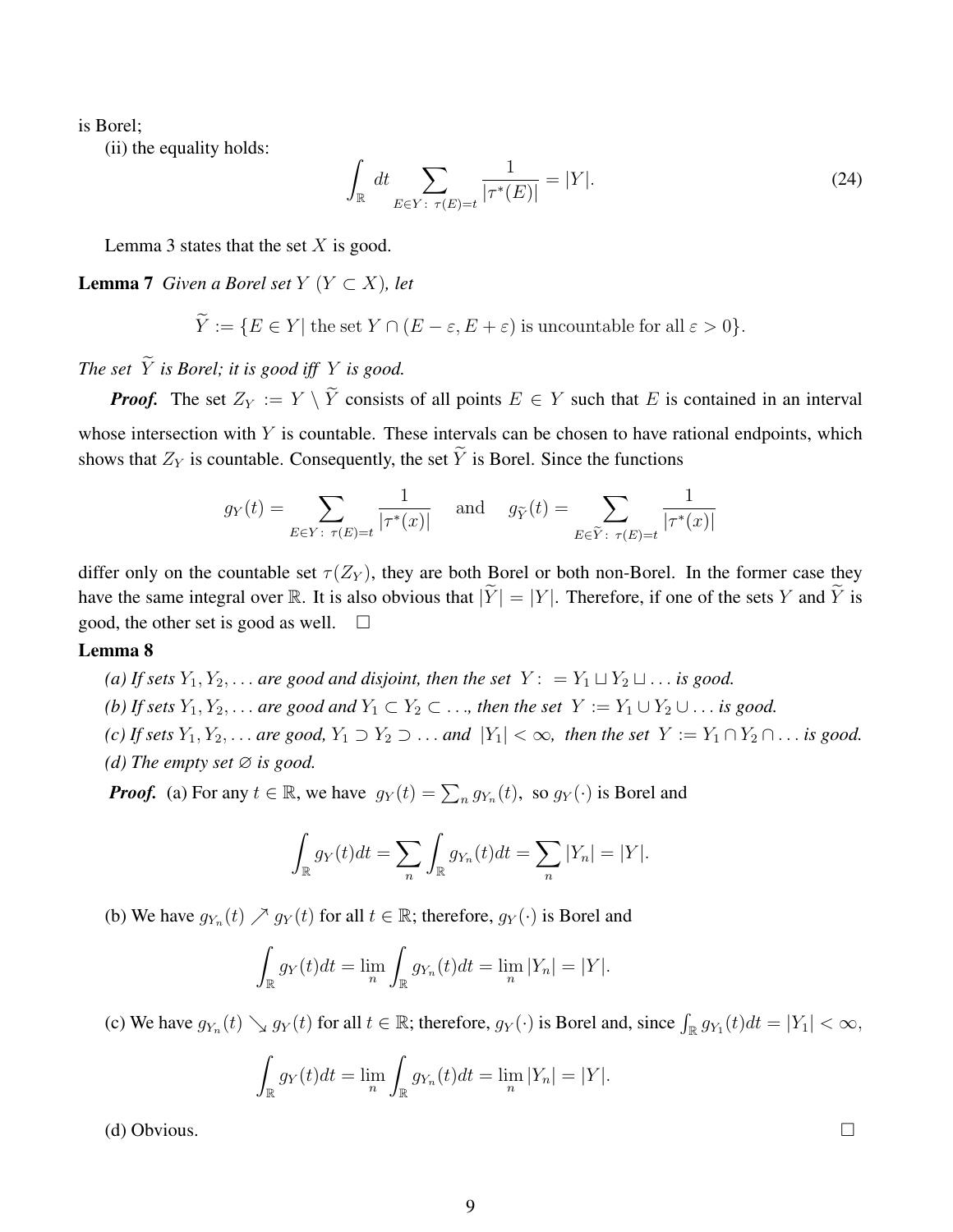is Borel;

(ii) the equality holds:

$$\int_{\mathbb{R}} dt \sum_{E \in Y:\ \tau(E)=t} \frac{1}{|\tau^*(E)|} = |Y|. \tag{24}$$

Lemma 3 states that the set $X$ is good.

**Lemma 7** *Given a Borel set $Y$ $(Y \subset X)$, let*

$$\widetilde{Y} := \{E \in Y |\ \text{the set } Y \cap (E-\varepsilon, E+\varepsilon) \text{ is uncountable for all } \varepsilon > 0\}.$$

*The set $\widetilde{Y}$ is Borel; it is good iff $Y$ is good.*

***Proof.*** The set $Z_Y := Y \setminus \widetilde{Y}$ consists of all points $E \in Y$ such that $E$ is contained in an interval whose intersection with $Y$ is countable. These intervals can be chosen to have rational endpoints, which shows that $Z_Y$ is countable. Consequently, the set $\widetilde{Y}$ is Borel. Since the functions

$$g_Y(t) = \sum_{E \in Y:\ \tau(E)=t} \frac{1}{|\tau^*(x)|} \quad \text{and} \quad g_{\widetilde{Y}}(t) = \sum_{E \in \widetilde{Y}:\ \tau(E)=t} \frac{1}{|\tau^*(x)|}$$

differ only on the countable set $\tau(Z_Y)$, they are both Borel or both non-Borel. In the former case they have the same integral over $\mathbb{R}$. It is also obvious that $|\widetilde{Y}| = |Y|$. Therefore, if one of the sets $Y$ and $\widetilde{Y}$ is good, the other set is good as well. $\square$

**Lemma 8**

*(a) If sets $Y_1, Y_2, \ldots$ are good and disjoint, then the set $Y:\ = Y_1 \sqcup Y_2 \sqcup \ldots$ is good.*

*(b) If sets $Y_1, Y_2, \ldots$ are good and $Y_1 \subset Y_2 \subset \ldots$, then the set $Y := Y_1 \cup Y_2 \cup \ldots$ is good.*

*(c) If sets $Y_1, Y_2, \ldots$ are good, $Y_1 \supset Y_2 \supset \ldots$ and $|Y_1| < \infty$, then the set $Y := Y_1 \cap Y_2 \cap \ldots$ is good.*

*(d) The empty set $\varnothing$ is good.*

***Proof.*** (a) For any $t \in \mathbb{R}$, we have $g_Y(t) = \sum_n g_{Y_n}(t)$, so $g_Y(\cdot)$ is Borel and

$$\int_{\mathbb{R}} g_Y(t)dt = \sum_n \int_{\mathbb{R}} g_{Y_n}(t)dt = \sum_n |Y_n| = |Y|.$$

(b) We have $g_{Y_n}(t) \nearrow g_Y(t)$ for all $t \in \mathbb{R}$; therefore, $g_Y(\cdot)$ is Borel and

$$\int_{\mathbb{R}} g_Y(t)dt = \lim_n \int_{\mathbb{R}} g_{Y_n}(t)dt = \lim_n |Y_n| = |Y|.$$

(c) We have $g_{Y_n}(t) \searrow g_Y(t)$ for all $t \in \mathbb{R}$; therefore, $g_Y(\cdot)$ is Borel and, since $\int_{\mathbb{R}} g_{Y_1}(t)dt = |Y_1| < \infty$,

$$\int_{\mathbb{R}} g_Y(t)dt = \lim_n \int_{\mathbb{R}} g_{Y_n}(t)dt = \lim_n |Y_n| = |Y|.$$

(d) Obvious. $\square$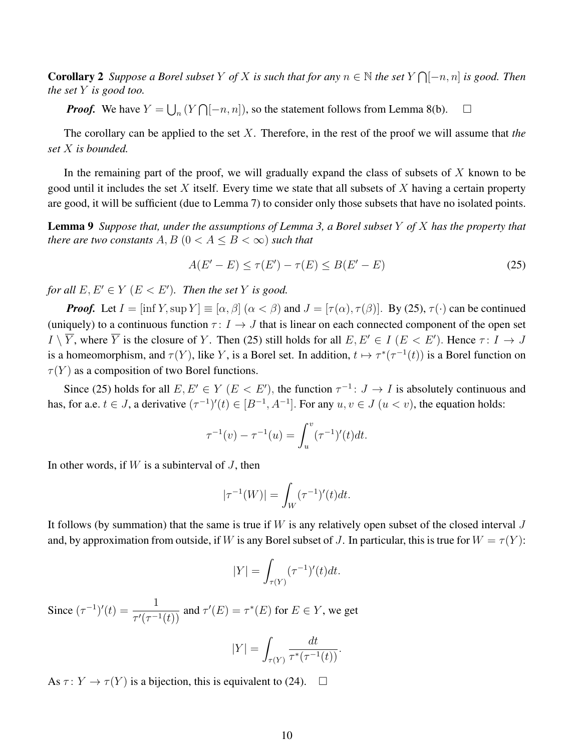**Corollary 2** *Suppose a Borel subset $Y$ of $X$ is such that for any $n \in \mathbb{N}$ the set $Y \bigcap [-n, n]$ is good. Then the set $Y$ is good too.*

***Proof.*** We have $Y = \bigcup_n (Y \bigcap [-n, n])$, so the statement follows from Lemma 8(b). $\square$

The corollary can be applied to the set $X$. Therefore, in the rest of the proof we will assume that *the set $X$ is bounded.*

In the remaining part of the proof, we will gradually expand the class of subsets of $X$ known to be good until it includes the set $X$ itself. Every time we state that all subsets of $X$ having a certain property are good, it will be sufficient (due to Lemma 7) to consider only those subsets that have no isolated points.

**Lemma 9** *Suppose that, under the assumptions of Lemma 3, a Borel subset $Y$ of $X$ has the property that there are two constants $A, B$ ($0 < A \leq B < \infty$) such that*

$$A(E' - E) \leq \tau(E') - \tau(E) \leq B(E' - E) \tag{25}$$

*for all $E, E' \in Y$ ($E < E'$). Then the set $Y$ is good.*

***Proof.*** Let $I = [\inf Y, \sup Y] \equiv [\alpha, \beta]$ ($\alpha < \beta$) and $J = [\tau(\alpha), \tau(\beta)]$. By (25), $\tau(\cdot)$ can be continued (uniquely) to a continuous function $\tau\colon I \to J$ that is linear on each connected component of the open set $I \setminus \overline{Y}$, where $\overline{Y}$ is the closure of $Y$. Then (25) still holds for all $E, E' \in I$ ($E < E'$). Hence $\tau\colon I \to J$ is a homeomorphism, and $\tau(Y)$, like $Y$, is a Borel set. In addition, $t \mapsto \tau^*(\tau^{-1}(t))$ is a Borel function on $\tau(Y)$ as a composition of two Borel functions.

Since (25) holds for all $E, E' \in Y$ ($E < E'$), the function $\tau^{-1}\colon J \to I$ is absolutely continuous and has, for a.e. $t \in J$, a derivative $(\tau^{-1})'(t) \in [B^{-1}, A^{-1}]$. For any $u, v \in J$ ($u < v$), the equation holds:

$$\tau^{-1}(v) - \tau^{-1}(u) = \int_u^v (\tau^{-1})'(t)dt.$$

In other words, if $W$ is a subinterval of $J$, then

$$|\tau^{-1}(W)| = \int_W (\tau^{-1})'(t)dt.$$

It follows (by summation) that the same is true if $W$ is any relatively open subset of the closed interval $J$ and, by approximation from outside, if $W$ is any Borel subset of $J$. In particular, this is true for $W = \tau(Y)$:

$$|Y| = \int_{\tau(Y)} (\tau^{-1})'(t)dt.$$

Since $(\tau^{-1})'(t) = \dfrac{1}{\tau'(\tau^{-1}(t))}$ and $\tau'(E) = \tau^*(E)$ for $E \in Y$, we get

$$|Y| = \int_{\tau(Y)} \frac{dt}{\tau^*(\tau^{-1}(t))}.$$

As $\tau\colon Y \to \tau(Y)$ is a bijection, this is equivalent to (24). $\square$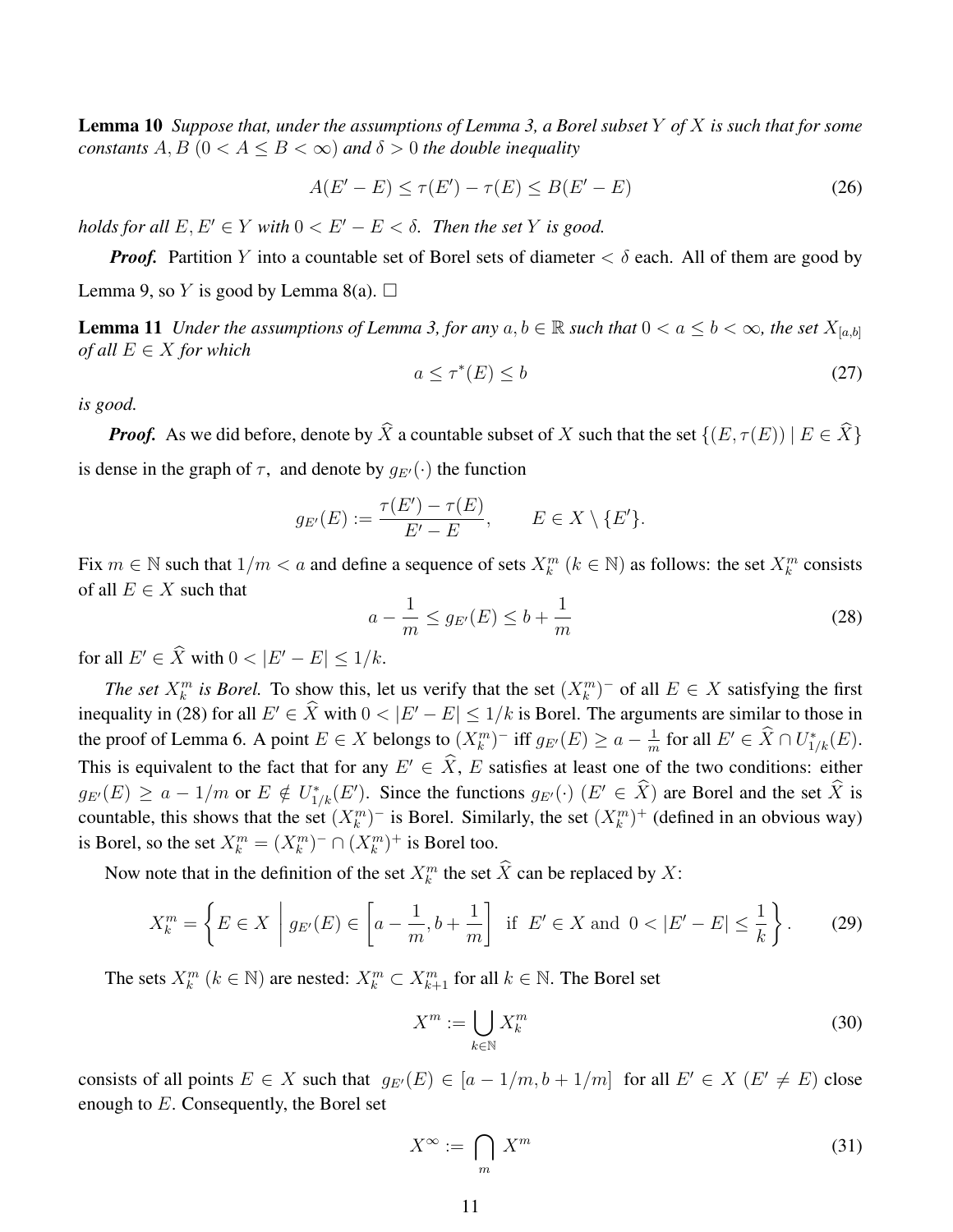**Lemma 10** *Suppose that, under the assumptions of Lemma 3, a Borel subset $Y$ of $X$ is such that for some constants $A, B$ $(0 < A \le B < \infty)$ and $\delta > 0$ the double inequality*

$$A(E' - E) \le \tau(E') - \tau(E) \le B(E' - E) \tag{26}$$

*holds for all $E, E' \in Y$ with $0 < E' - E < \delta$. Then the set $Y$ is good.*

***Proof.*** Partition $Y$ into a countable set of Borel sets of diameter $< \delta$ each. All of them are good by Lemma 9, so $Y$ is good by Lemma 8(a). $\square$

**Lemma 11** *Under the assumptions of Lemma 3, for any $a, b \in \mathbb{R}$ such that $0 < a \le b < \infty$, the set $X_{[a,b]}$ of all $E \in X$ for which*

$$a \le \tau^*(E) \le b \tag{27}$$

*is good.*

***Proof.*** As we did before, denote by $\widehat{X}$ a countable subset of $X$ such that the set $\{(E, \tau(E)) \mid E \in \widehat{X}\}$ is dense in the graph of $\tau$, and denote by $g_{E'}(\cdot)$ the function

$$g_{E'}(E) := \frac{\tau(E') - \tau(E)}{E' - E}, \qquad E \in X \setminus \{E'\}.$$

Fix $m \in \mathbb{N}$ such that $1/m < a$ and define a sequence of sets $X_k^m$ $(k \in \mathbb{N})$ as follows: the set $X_k^m$ consists of all $E \in X$ such that

$$a - \frac{1}{m} \le g_{E'}(E) \le b + \frac{1}{m} \tag{28}$$

for all $E' \in \widehat{X}$ with $0 < |E' - E| \le 1/k$.

*The set $X_k^m$ is Borel.* To show this, let us verify that the set $(X_k^m)^-$ of all $E \in X$ satisfying the first inequality in (28) for all $E' \in \widehat{X}$ with $0 < |E' - E| \le 1/k$ is Borel. The arguments are similar to those in the proof of Lemma 6. A point $E \in X$ belongs to $(X_k^m)^-$ iff $g_{E'}(E) \ge a - \frac{1}{m}$ for all $E' \in \widehat{X} \cap U_{1/k}^*(E)$. This is equivalent to the fact that for any $E' \in \widehat{X}$, $E$ satisfies at least one of the two conditions: either $g_{E'}(E) \ge a - 1/m$ or $E \notin U_{1/k}^*(E')$. Since the functions $g_{E'}(\cdot)$ $(E' \in \widehat{X})$ are Borel and the set $\widehat{X}$ is countable, this shows that the set $(X_k^m)^-$ is Borel. Similarly, the set $(X_k^m)^+$ (defined in an obvious way) is Borel, so the set $X_k^m = (X_k^m)^- \cap (X_k^m)^+$ is Borel too.

Now note that in the definition of the set $X_k^m$ the set $\widehat{X}$ can be replaced by $X$:

$$X_k^m = \left\{ E \in X \;\middle|\; g_{E'}(E) \in \left[a - \frac{1}{m}, b + \frac{1}{m}\right] \text{ if } E' \in X \text{ and } 0 < |E' - E| \le \frac{1}{k} \right\}. \tag{29}$$

The sets $X_k^m$ $(k \in \mathbb{N})$ are nested: $X_k^m \subset X_{k+1}^m$ for all $k \in \mathbb{N}$. The Borel set

$$X^m := \bigcup_{k \in \mathbb{N}} X_k^m \tag{30}$$

consists of all points $E \in X$ such that $g_{E'}(E) \in [a - 1/m, b + 1/m]$ for all $E' \in X$ $(E' \ne E)$ close enough to $E$. Consequently, the Borel set

$$X^\infty := \bigcap_m X^m \tag{31}$$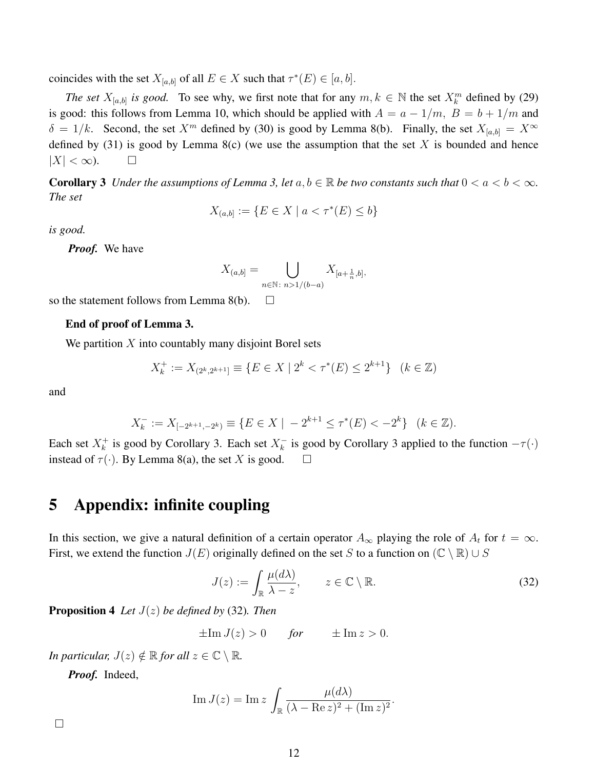coincides with the set $X_{[a,b]}$ of all $E \in X$ such that $\tau^*(E) \in [a, b]$.

*The set $X_{[a,b]}$ is good.* To see why, we first note that for any $m, k \in \mathbb{N}$ the set $X_k^m$ defined by (29) is good: this follows from Lemma 10, which should be applied with $A = a - 1/m,\ B = b + 1/m$ and $\delta = 1/k$. Second, the set $X^m$ defined by (30) is good by Lemma 8(b). Finally, the set $X_{[a,b]} = X^\infty$ defined by (31) is good by Lemma 8(c) (we use the assumption that the set $X$ is bounded and hence $|X| < \infty$). $\square$

**Corollary 3** *Under the assumptions of Lemma 3, let $a, b \in \mathbb{R}$ be two constants such that $0 < a < b < \infty$. The set*

$$X_{(a,b]} := \{E \in X \mid a < \tau^*(E) \leq b\}$$

*is good.*

***Proof.*** We have

$$X_{(a,b]} = \bigcup_{n \in \mathbb{N}:\ n > 1/(b-a)} X_{[a+\frac{1}{n},b]},$$

so the statement follows from Lemma 8(b). $\square$

**End of proof of Lemma 3.**

We partition $X$ into countably many disjoint Borel sets

$$X_k^+ := X_{(2^k,2^{k+1}]} \equiv \{E \in X \mid 2^k < \tau^*(E) \leq 2^{k+1}\} \quad (k \in \mathbb{Z})$$

and

$$X_k^- := X_{[-2^{k+1},-2^k)} \equiv \{E \in X \mid -2^{k+1} \leq \tau^*(E) < -2^k\} \quad (k \in \mathbb{Z}).$$

Each set $X_k^+$ is good by Corollary 3. Each set $X_k^-$ is good by Corollary 3 applied to the function $-\tau(\cdot)$ instead of $\tau(\cdot)$. By Lemma 8(a), the set $X$ is good. $\square$

# 5 Appendix: infinite coupling

In this section, we give a natural definition of a certain operator $A_\infty$ playing the role of $A_t$ for $t = \infty$. First, we extend the function $J(E)$ originally defined on the set $S$ to a function on $(\mathbb{C} \setminus \mathbb{R}) \cup S$

$$J(z) := \int_{\mathbb{R}} \frac{\mu(d\lambda)}{\lambda - z}, \qquad z \in \mathbb{C} \setminus \mathbb{R}. \tag{32}$$

**Proposition 4** *Let $J(z)$ be defined by* (32)*. Then*

$$\pm \mathrm{Im}\, J(z) > 0 \qquad \textit{for} \qquad \pm \mathrm{Im}\, z > 0.$$

*In particular, $J(z) \notin \mathbb{R}$ for all $z \in \mathbb{C} \setminus \mathbb{R}$.*

***Proof.*** Indeed,

$$\mathrm{Im}\, J(z) = \mathrm{Im}\, z \int_{\mathbb{R}} \frac{\mu(d\lambda)}{(\lambda - \mathrm{Re}\, z)^2 + (\mathrm{Im}\, z)^2}.$$

$\square$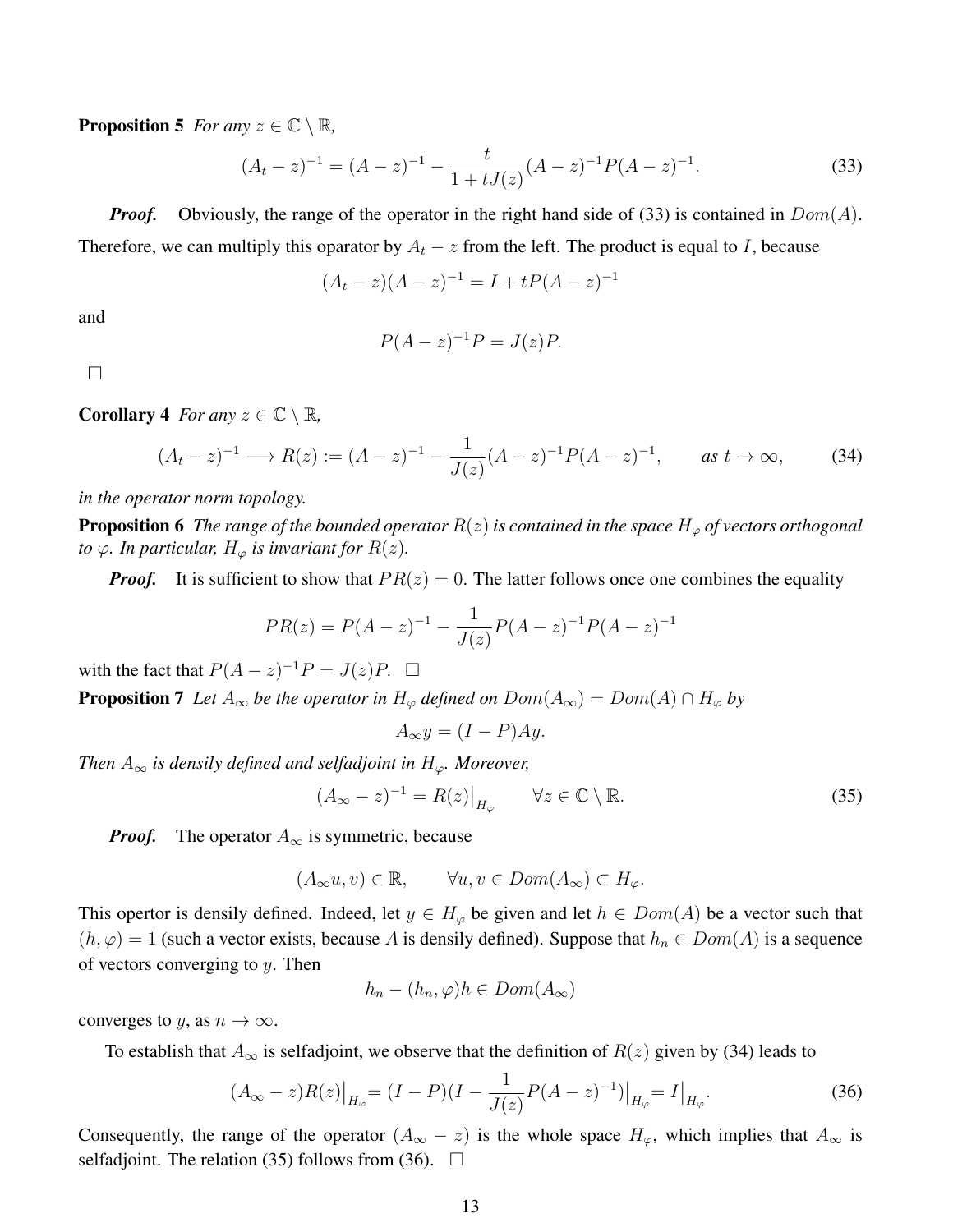**Proposition 5** *For any $z \in \mathbb{C} \setminus \mathbb{R}$,*

$$(A_t - z)^{-1} = (A - z)^{-1} - \frac{t}{1 + tJ(z)}(A - z)^{-1}P(A - z)^{-1}. \tag{33}$$

***Proof.*** Obviously, the range of the operator in the right hand side of (33) is contained in $Dom(A)$. Therefore, we can multiply this oparator by $A_t - z$ from the left. The product is equal to $I$, because

$$(A_t - z)(A - z)^{-1} = I + tP(A - z)^{-1}$$

and

$$P(A - z)^{-1}P = J(z)P.$$

□

**Corollary 4** *For any $z \in \mathbb{C} \setminus \mathbb{R}$,*

$$(A_t - z)^{-1} \longrightarrow R(z) := (A - z)^{-1} - \frac{1}{J(z)}(A - z)^{-1}P(A - z)^{-1}, \qquad \textit{as } t \to \infty, \tag{34}$$

*in the operator norm topology.*

**Proposition 6** *The range of the bounded operator $R(z)$ is contained in the space $H_\varphi$ of vectors orthogonal to $\varphi$. In particular, $H_\varphi$ is invariant for $R(z)$.*

***Proof.*** It is sufficient to show that $PR(z) = 0$. The latter follows once one combines the equality

$$PR(z) = P(A - z)^{-1} - \frac{1}{J(z)}P(A - z)^{-1}P(A - z)^{-1}$$

with the fact that $P(A - z)^{-1}P = J(z)P$. □

**Proposition 7** *Let $A_\infty$ be the operator in $H_\varphi$ defined on $Dom(A_\infty) = Dom(A) \cap H_\varphi$ by*

$$A_\infty y = (I - P)Ay.$$

*Then $A_\infty$ is densily defined and selfadjoint in $H_\varphi$. Moreover,*

$$(A_\infty - z)^{-1} = R(z)\big|_{H_\varphi} \qquad \forall z \in \mathbb{C} \setminus \mathbb{R}. \tag{35}$$

***Proof.*** The operator $A_\infty$ is symmetric, because

$$(A_\infty u, v) \in \mathbb{R}, \qquad \forall u, v \in Dom(A_\infty) \subset H_\varphi.$$

This opertor is densily defined. Indeed, let $y \in H_\varphi$ be given and let $h \in Dom(A)$ be a vector such that $(h, \varphi) = 1$ (such a vector exists, because $A$ is densily defined). Suppose that $h_n \in Dom(A)$ is a sequence of vectors converging to $y$. Then

$$h_n - (h_n, \varphi)h \in Dom(A_\infty)$$

converges to $y$, as $n \to \infty$.

To establish that $A_\infty$ is selfadjoint, we observe that the definition of $R(z)$ given by (34) leads to

$$(A_\infty - z)R(z)\big|_{H_\varphi} = (I - P)(I - \frac{1}{J(z)}P(A - z)^{-1})\big|_{H_\varphi} = I\big|_{H_\varphi}. \tag{36}$$

Consequently, the range of the operator $(A_\infty - z)$ is the whole space $H_\varphi$, which implies that $A_\infty$ is selfadjoint. The relation (35) follows from (36). □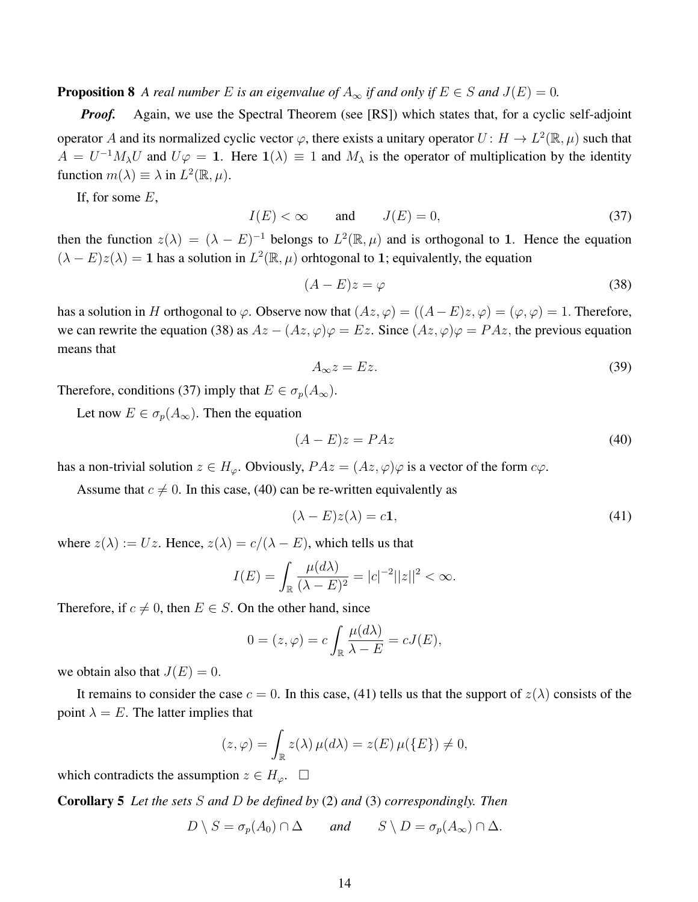**Proposition 8** *A real number $E$ is an eigenvalue of $A_\infty$ if and only if $E \in S$ and $J(E) = 0$.*

***Proof.*** Again, we use the Spectral Theorem (see [RS]) which states that, for a cyclic self-adjoint operator $A$ and its normalized cyclic vector $\varphi$, there exists a unitary operator $U : H \to L^2(\mathbb{R}, \mu)$ such that $A = U^{-1} M_\lambda U$ and $U\varphi = \mathbf{1}$. Here $\mathbf{1}(\lambda) \equiv 1$ and $M_\lambda$ is the operator of multiplication by the identity function $m(\lambda) \equiv \lambda$ in $L^2(\mathbb{R}, \mu)$.

If, for some $E$,

$$I(E) < \infty \qquad \text{and} \qquad J(E) = 0, \tag{37}$$

then the function $z(\lambda) = (\lambda - E)^{-1}$ belongs to $L^2(\mathbb{R}, \mu)$ and is orthogonal to $\mathbf{1}$. Hence the equation $(\lambda - E)z(\lambda) = \mathbf{1}$ has a solution in $L^2(\mathbb{R}, \mu)$ orhtogonal to $\mathbf{1}$; equivalently, the equation

$$(A - E)z = \varphi \tag{38}$$

has a solution in $H$ orthogonal to $\varphi$. Observe now that $(Az, \varphi) = ((A-E)z, \varphi) = (\varphi, \varphi) = 1$. Therefore, we can rewrite the equation (38) as $Az - (Az, \varphi)\varphi = Ez$. Since $(Az, \varphi)\varphi = PAz$, the previous equation means that

$$A_\infty z = Ez. \tag{39}$$

Therefore, conditions (37) imply that $E \in \sigma_p(A_\infty)$.

Let now $E \in \sigma_p(A_\infty)$. Then the equation

$$(A - E)z = PAz \tag{40}$$

has a non-trivial solution $z \in H_\varphi$. Obviously, $PAz = (Az, \varphi)\varphi$ is a vector of the form $c\varphi$.

Assume that $c \neq 0$. In this case, (40) can be re-written equivalently as

$$(\lambda - E)z(\lambda) = c\mathbf{1}, \tag{41}$$

where $z(\lambda) := Uz$. Hence, $z(\lambda) = c/(\lambda - E)$, which tells us that

$$I(E) = \int_{\mathbb{R}} \frac{\mu(d\lambda)}{(\lambda - E)^2} = |c|^{-2} ||z||^2 < \infty.$$

Therefore, if $c \neq 0$, then $E \in S$. On the other hand, since

$$0 = (z, \varphi) = c \int_{\mathbb{R}} \frac{\mu(d\lambda)}{\lambda - E} = cJ(E),$$

we obtain also that $J(E) = 0$.

It remains to consider the case $c = 0$. In this case, (41) tells us that the support of $z(\lambda)$ consists of the point $\lambda = E$. The latter implies that

$$(z, \varphi) = \int_{\mathbb{R}} z(\lambda)\, \mu(d\lambda) = z(E)\, \mu(\{E\}) \neq 0,$$

which contradicts the assumption $z \in H_\varphi$. $\square$

**Corollary 5** *Let the sets $S$ and $D$ be defined by* (2) *and* (3) *correspondingly. Then*

$$D \setminus S = \sigma_p(A_0) \cap \Delta \qquad \textit{and} \qquad S \setminus D = \sigma_p(A_\infty) \cap \Delta.$$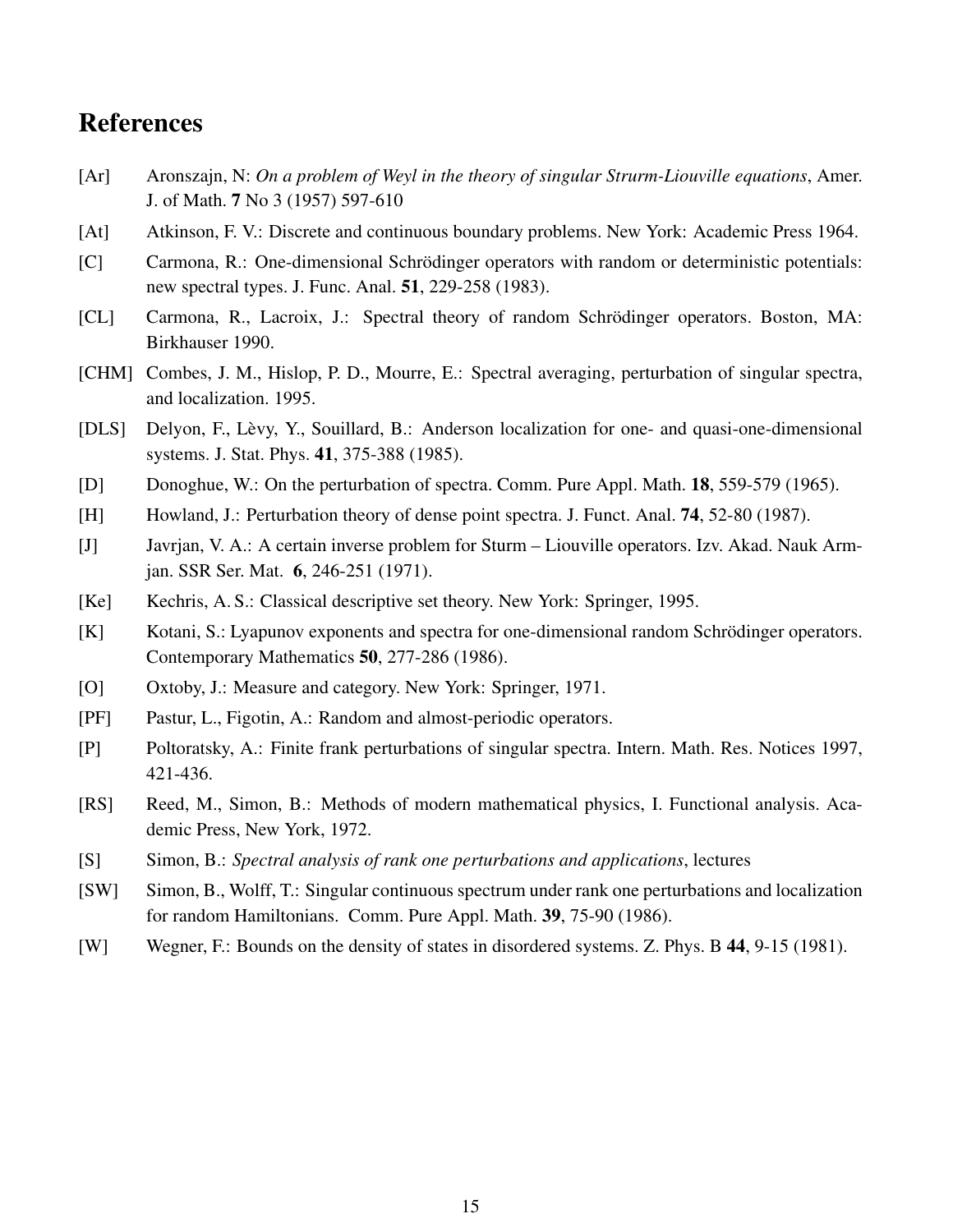## References

[Ar] Aronszajn, N: *On a problem of Weyl in the theory of singular Strurm-Liouville equations*, Amer. J. of Math. **7** No 3 (1957) 597-610

[At] Atkinson, F. V.: Discrete and continuous boundary problems. New York: Academic Press 1964.

[C] Carmona, R.: One-dimensional Schrödinger operators with random or deterministic potentials: new spectral types. J. Func. Anal. **51**, 229-258 (1983).

[CL] Carmona, R., Lacroix, J.: Spectral theory of random Schrödinger operators. Boston, MA: Birkhauser 1990.

[CHM] Combes, J. M., Hislop, P. D., Mourre, E.: Spectral averaging, perturbation of singular spectra, and localization. 1995.

[DLS] Delyon, F., Lèvy, Y., Souillard, B.: Anderson localization for one- and quasi-one-dimensional systems. J. Stat. Phys. **41**, 375-388 (1985).

[D] Donoghue, W.: On the perturbation of spectra. Comm. Pure Appl. Math. **18**, 559-579 (1965).

[H] Howland, J.: Perturbation theory of dense point spectra. J. Funct. Anal. **74**, 52-80 (1987).

[J] Javrjan, V. A.: A certain inverse problem for Sturm – Liouville operators. Izv. Akad. Nauk Armjan. SSR Ser. Mat. **6**, 246-251 (1971).

[Ke] Kechris, A. S.: Classical descriptive set theory. New York: Springer, 1995.

[K] Kotani, S.: Lyapunov exponents and spectra for one-dimensional random Schrödinger operators. Contemporary Mathematics **50**, 277-286 (1986).

[O] Oxtoby, J.: Measure and category. New York: Springer, 1971.

[PF] Pastur, L., Figotin, A.: Random and almost-periodic operators.

[P] Poltoratsky, A.: Finite frank perturbations of singular spectra. Intern. Math. Res. Notices 1997, 421-436.

[RS] Reed, M., Simon, B.: Methods of modern mathematical physics, I. Functional analysis. Academic Press, New York, 1972.

[S] Simon, B.: *Spectral analysis of rank one perturbations and applications*, lectures

[SW] Simon, B., Wolff, T.: Singular continuous spectrum under rank one perturbations and localization for random Hamiltonians. Comm. Pure Appl. Math. **39**, 75-90 (1986).

[W] Wegner, F.: Bounds on the density of states in disordered systems. Z. Phys. B **44**, 9-15 (1981).